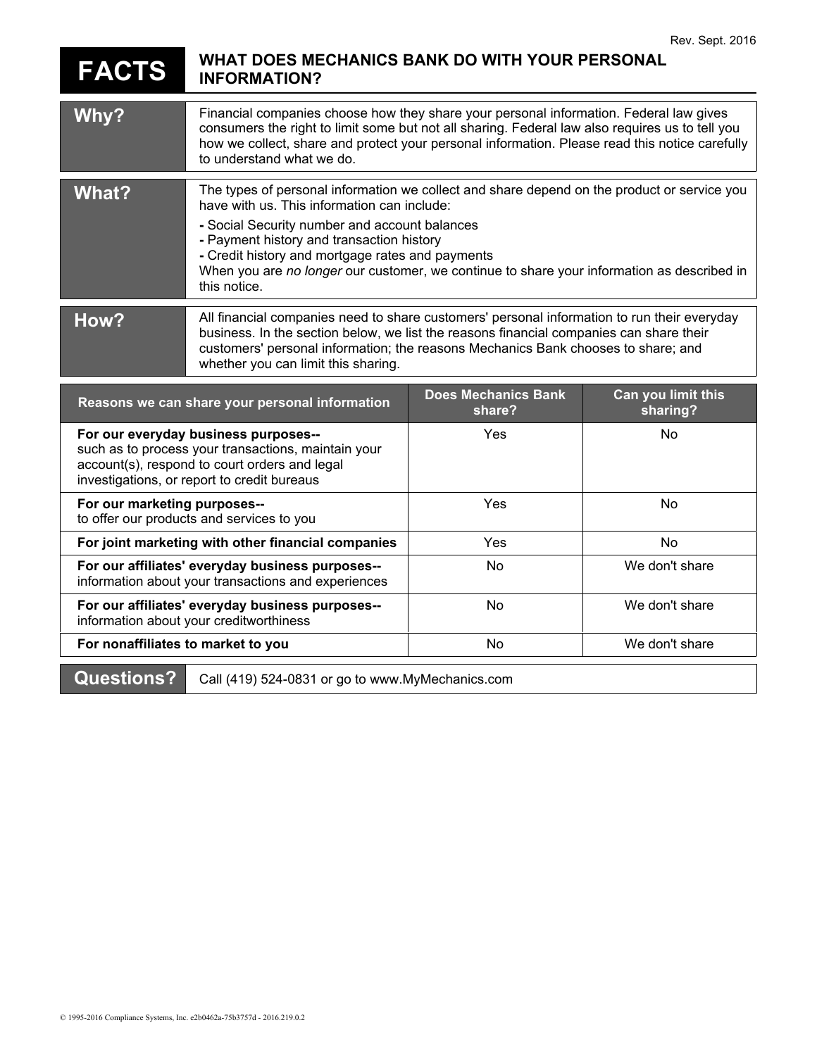Rev. Sept. 2016

# FACTS — WHAT DOES MECHANICS BANK DO WITH YOUR PERSONAL INFORMATION?

## Why?

Financial companies choose how they share your personal information. Federal law gives consumers the right to limit some but not all sharing. Federal law also requires us to tell you how we collect, share and protect your personal information. Please read this notice carefully to understand what we do.

## What?

The types of personal information we collect and share depend on the product or service you have with us. This information can include:

- Social Security number and account balances
- Payment history and transaction history
- Credit history and mortgage rates and payments

When you are *no longer* our customer, we continue to share your information as described in this notice.

## How?

All financial companies need to share customers' personal information to run their everyday business. In the section below, we list the reasons financial companies can share their customers' personal information; the reasons Mechanics Bank chooses to share; and whether you can limit this sharing.

| Reasons we can share your personal information | Does Mechanics Bank share? | Can you limit this sharing? |
|---|---|---|
| **For our everyday business purposes--** such as to process your transactions, maintain your account(s), respond to court orders and legal investigations, or report to credit bureaus | Yes | No |
| **For our marketing purposes--** to offer our products and services to you | Yes | No |
| **For joint marketing with other financial companies** | Yes | No |
| **For our affiliates' everyday business purposes--** information about your transactions and experiences | No | We don't share |
| **For our affiliates' everyday business purposes--** information about your creditworthiness | No | We don't share |
| **For nonaffiliates to market to you** | No | We don't share |

## Questions?

Call (419) 524-0831 or go to www.MyMechanics.com

© 1995-2016 Compliance Systems, Inc. e2b0462a-75b3757d - 2016.219.0.2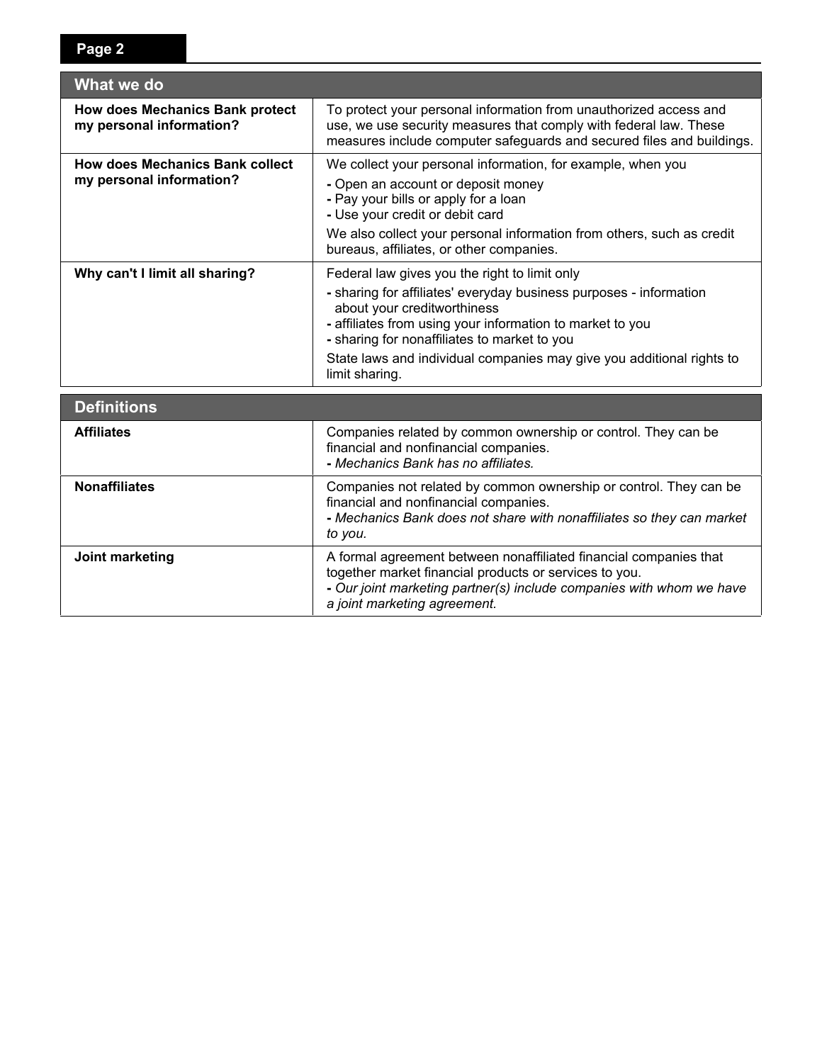| What we do | |
|---|---|
| **How does Mechanics Bank protect my personal information?** | To protect your personal information from unauthorized access and use, we use security measures that comply with federal law. These measures include computer safeguards and secured files and buildings. |
| **How does Mechanics Bank collect my personal information?** | We collect your personal information, for example, when you<br>**-** Open an account or deposit money<br>**-** Pay your bills or apply for a loan<br>**-** Use your credit or debit card<br>We also collect your personal information from others, such as credit bureaus, affiliates, or other companies. |
| **Why can't I limit all sharing?** | Federal law gives you the right to limit only<br>**-** sharing for affiliates' everyday business purposes - information about your creditworthiness<br>**-** affiliates from using your information to market to you<br>**-** sharing for nonaffiliates to market to you<br>State laws and individual companies may give you additional rights to limit sharing. |

| Definitions | |
|---|---|
| **Affiliates** | Companies related by common ownership or control. They can be financial and nonfinancial companies.<br>**-** *Mechanics Bank has no affiliates.* |
| **Nonaffiliates** | Companies not related by common ownership or control. They can be financial and nonfinancial companies.<br>**-** *Mechanics Bank does not share with nonaffiliates so they can market to you.* |
| **Joint marketing** | A formal agreement between nonaffiliated financial companies that together market financial products or services to you.<br>**-** *Our joint marketing partner(s) include companies with whom we have a joint marketing agreement.* |